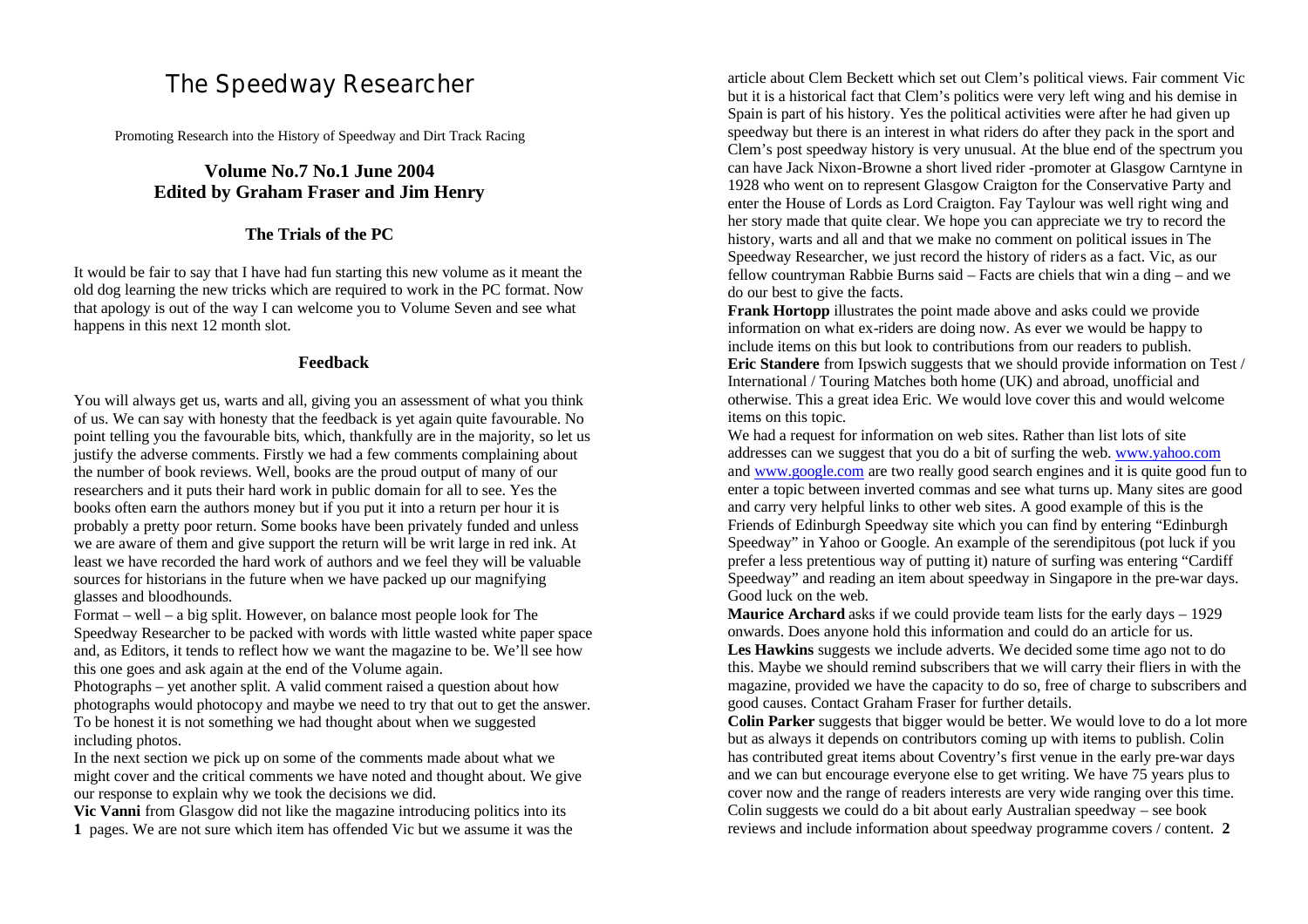# The Speedway Researcher

Promoting Research into the History of Speedway and Dirt Track Racing

**Volume No.7 No.1 June 2004**
**Edited by Graham Fraser and Jim Henry**

### The Trials of the PC

It would be fair to say that I have had fun starting this new volume as it meant the old dog learning the new tricks which are required to work in the PC format. Now that apology is out of the way I can welcome you to Volume Seven and see what happens in this next 12 month slot.

### Feedback

You will always get us, warts and all, giving you an assessment of what you think of us. We can say with honesty that the feedback is yet again quite favourable. No point telling you the favourable bits, which, thankfully are in the majority, so let us justify the adverse comments. Firstly we had a few comments complaining about the number of book reviews. Well, books are the proud output of many of our researchers and it puts their hard work in public domain for all to see. Yes the books often earn the authors money but if you put it into a return per hour it is probably a pretty poor return. Some books have been privately funded and unless we are aware of them and give support the return will be writ large in red ink. At least we have recorded the hard work of authors and we feel they will be valuable sources for historians in the future when we have packed up our magnifying glasses and bloodhounds.

Format – well – a big split. However, on balance most people look for The Speedway Researcher to be packed with words with little wasted white paper space and, as Editors, it tends to reflect how we want the magazine to be. We'll see how this one goes and ask again at the end of the Volume again.

Photographs – yet another split. A valid comment raised a question about how photographs would photocopy and maybe we need to try that out to get the answer. To be honest it is not something we had thought about when we suggested including photos.

In the next section we pick up on some of the comments made about what we might cover and the critical comments we have noted and thought about. We give our response to explain why we took the decisions we did.

**Vic Vanni** from Glasgow did not like the magazine introducing politics into its pages. We are not sure which item has offended Vic but we assume it was the article about Clem Beckett which set out Clem's political views. Fair comment Vic but it is a historical fact that Clem's politics were very left wing and his demise in Spain is part of his history. Yes the political activities were after he had given up speedway but there is an interest in what riders do after they pack in the sport and Clem's post speedway history is very unusual. At the blue end of the spectrum you can have Jack Nixon-Browne a short lived rider -promoter at Glasgow Carntyne in 1928 who went on to represent Glasgow Craigton for the Conservative Party and enter the House of Lords as Lord Craigton. Fay Taylour was well right wing and her story made that quite clear. We hope you can appreciate we try to record the history, warts and all and that we make no comment on political issues in The Speedway Researcher, we just record the history of riders as a fact. Vic, as our fellow countryman Rabbie Burns said – Facts are chiels that win a ding – and we do our best to give the facts.

**Frank Hortopp** illustrates the point made above and asks could we provide information on what ex-riders are doing now. As ever we would be happy to include items on this but look to contributions from our readers to publish.

**Eric Standere** from Ipswich suggests that we should provide information on Test / International / Touring Matches both home (UK) and abroad, unofficial and otherwise. This a great idea Eric. We would love cover this and would welcome items on this topic.

We had a request for information on web sites. Rather than list lots of site addresses can we suggest that you do a bit of surfing the web. www.yahoo.com and www.google.com are two really good search engines and it is quite good fun to enter a topic between inverted commas and see what turns up. Many sites are good and carry very helpful links to other web sites. A good example of this is the Friends of Edinburgh Speedway site which you can find by entering "Edinburgh Speedway" in Yahoo or Google. An example of the serendipitous (pot luck if you prefer a less pretentious way of putting it) nature of surfing was entering "Cardiff Speedway" and reading an item about speedway in Singapore in the pre-war days. Good luck on the web.

**Maurice Archard** asks if we could provide team lists for the early days – 1929 onwards. Does anyone hold this information and could do an article for us.

**Les Hawkins** suggests we include adverts. We decided some time ago not to do this. Maybe we should remind subscribers that we will carry their fliers in with the magazine, provided we have the capacity to do so, free of charge to subscribers and good causes. Contact Graham Fraser for further details.

**Colin Parker** suggests that bigger would be better. We would love to do a lot more but as always it depends on contributors coming up with items to publish. Colin has contributed great items about Coventry's first venue in the early pre-war days and we can but encourage everyone else to get writing. We have 75 years plus to cover now and the range of readers interests are very wide ranging over this time. Colin suggests we could do a bit about early Australian speedway – see book reviews and include information about speedway programme covers / content.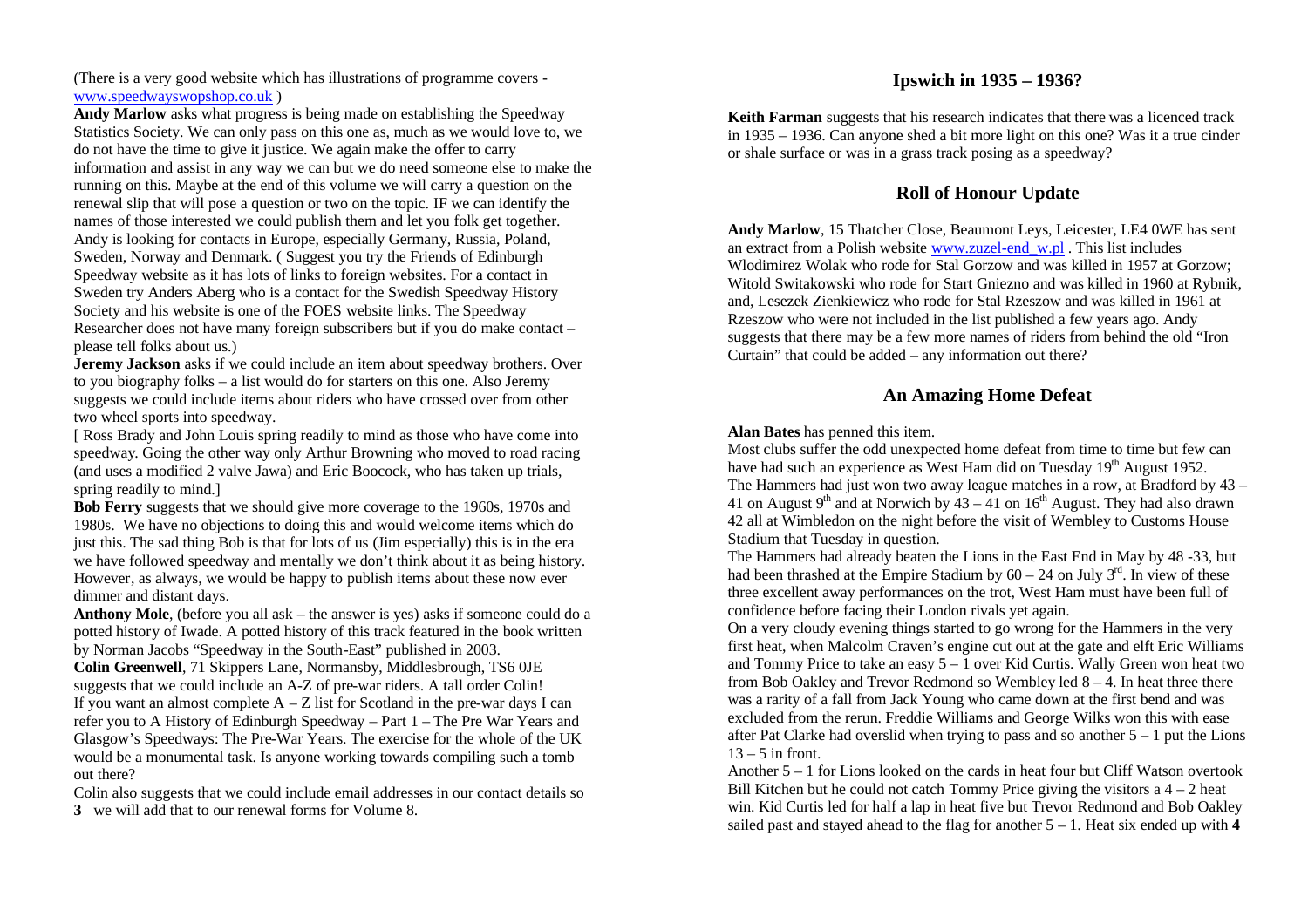(There is a very good website which has illustrations of programme covers - www.speedwayswopshop.co.uk )

**Andy Marlow** asks what progress is being made on establishing the Speedway Statistics Society. We can only pass on this one as, much as we would love to, we do not have the time to give it justice. We again make the offer to carry information and assist in any way we can but we do need someone else to make the running on this. Maybe at the end of this volume we will carry a question on the renewal slip that will pose a question or two on the topic. IF we can identify the names of those interested we could publish them and let you folk get together. Andy is looking for contacts in Europe, especially Germany, Russia, Poland, Sweden, Norway and Denmark. ( Suggest you try the Friends of Edinburgh Speedway website as it has lots of links to foreign websites. For a contact in Sweden try Anders Aberg who is a contact for the Swedish Speedway History Society and his website is one of the FOES website links. The Speedway Researcher does not have many foreign subscribers but if you do make contact – please tell folks about us.)

**Jeremy Jackson** asks if we could include an item about speedway brothers. Over to you biography folks – a list would do for starters on this one. Also Jeremy suggests we could include items about riders who have crossed over from other two wheel sports into speedway.

[ Ross Brady and John Louis spring readily to mind as those who have come into speedway. Going the other way only Arthur Browning who moved to road racing (and uses a modified 2 valve Jawa) and Eric Boocock, who has taken up trials, spring readily to mind.]

**Bob Ferry** suggests that we should give more coverage to the 1960s, 1970s and 1980s. We have no objections to doing this and would welcome items which do just this. The sad thing Bob is that for lots of us (Jim especially) this is in the era we have followed speedway and mentally we don't think about it as being history. However, as always, we would be happy to publish items about these now ever dimmer and distant days.

**Anthony Mole**, (before you all ask – the answer is yes) asks if someone could do a potted history of Iwade. A potted history of this track featured in the book written by Norman Jacobs "Speedway in the South-East" published in 2003.

**Colin Greenwell**, 71 Skippers Lane, Normansby, Middlesbrough, TS6 0JE suggests that we could include an A-Z of pre-war riders. A tall order Colin! If you want an almost complete A – Z list for Scotland in the pre-war days I can refer you to A History of Edinburgh Speedway – Part 1 – The Pre War Years and Glasgow's Speedways: The Pre-War Years. The exercise for the whole of the UK would be a monumental task. Is anyone working towards compiling such a tomb out there?

Colin also suggests that we could include email addresses in our contact details so we will add that to our renewal forms for Volume 8.

## Ipswich in 1935 – 1936?

**Keith Farman** suggests that his research indicates that there was a licenced track in 1935 – 1936. Can anyone shed a bit more light on this one? Was it a true cinder or shale surface or was in a grass track posing as a speedway?

## Roll of Honour Update

**Andy Marlow**, 15 Thatcher Close, Beaumont Leys, Leicester, LE4 0WE has sent an extract from a Polish website www.zuzel-end_w.pl . This list includes Wlodimirez Wolak who rode for Stal Gorzow and was killed in 1957 at Gorzow; Witold Switakowski who rode for Start Gniezno and was killed in 1960 at Rybnik, and, Lesezek Zienkiewicz who rode for Stal Rzeszow and was killed in 1961 at Rzeszow who were not included in the list published a few years ago. Andy suggests that there may be a few more names of riders from behind the old "Iron Curtain" that could be added – any information out there?

## An Amazing Home Defeat

**Alan Bates** has penned this item.

Most clubs suffer the odd unexpected home defeat from time to time but few can have had such an experience as West Ham did on Tuesday 19th August 1952.

The Hammers had just won two away league matches in a row, at Bradford by 43 – 41 on August 9th and at Norwich by 43 – 41 on 16th August. They had also drawn 42 all at Wimbledon on the night before the visit of Wembley to Customs House Stadium that Tuesday in question.

The Hammers had already beaten the Lions in the East End in May by 48 -33, but had been thrashed at the Empire Stadium by 60 – 24 on July 3rd. In view of these three excellent away performances on the trot, West Ham must have been full of confidence before facing their London rivals yet again.

On a very cloudy evening things started to go wrong for the Hammers in the very first heat, when Malcolm Craven's engine cut out at the gate and elft Eric Williams and Tommy Price to take an easy 5 – 1 over Kid Curtis. Wally Green won heat two from Bob Oakley and Trevor Redmond so Wembley led 8 – 4. In heat three there was a rarity of a fall from Jack Young who came down at the first bend and was excluded from the rerun. Freddie Williams and George Wilks won this with ease after Pat Clarke had overslid when trying to pass and so another 5 – 1 put the Lions 13 – 5 in front.

Another 5 – 1 for Lions looked on the cards in heat four but Cliff Watson overtook Bill Kitchen but he could not catch Tommy Price giving the visitors a 4 – 2 heat win. Kid Curtis led for half a lap in heat five but Trevor Redmond and Bob Oakley sailed past and stayed ahead to the flag for another 5 – 1. Heat six ended up with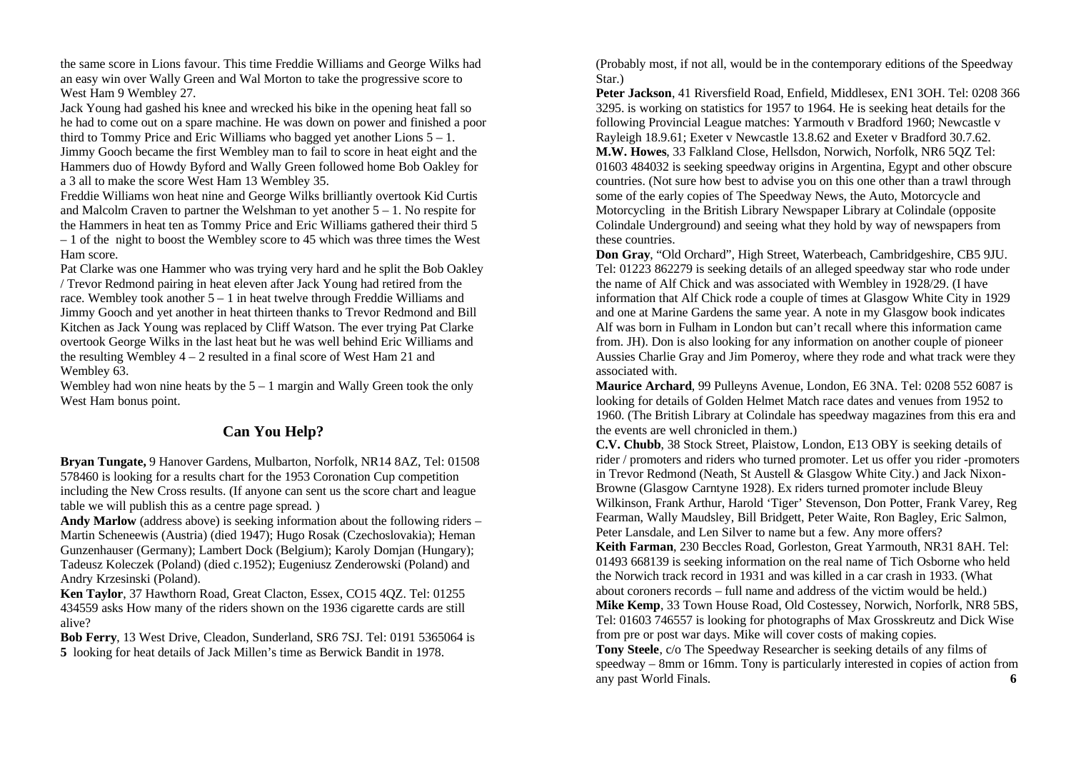the same score in Lions favour. This time Freddie Williams and George Wilks had an easy win over Wally Green and Wal Morton to take the progressive score to West Ham 9 Wembley 27.

Jack Young had gashed his knee and wrecked his bike in the opening heat fall so he had to come out on a spare machine. He was down on power and finished a poor third to Tommy Price and Eric Williams who bagged yet another Lions 5 – 1. Jimmy Gooch became the first Wembley man to fail to score in heat eight and the Hammers duo of Howdy Byford and Wally Green followed home Bob Oakley for a 3 all to make the score West Ham 13 Wembley 35.

Freddie Williams won heat nine and George Wilks brilliantly overtook Kid Curtis and Malcolm Craven to partner the Welshman to yet another 5 – 1. No respite for the Hammers in heat ten as Tommy Price and Eric Williams gathered their third 5 – 1 of the night to boost the Wembley score to 45 which was three times the West Ham score.

Pat Clarke was one Hammer who was trying very hard and he split the Bob Oakley / Trevor Redmond pairing in heat eleven after Jack Young had retired from the race. Wembley took another 5 – 1 in heat twelve through Freddie Williams and Jimmy Gooch and yet another in heat thirteen thanks to Trevor Redmond and Bill Kitchen as Jack Young was replaced by Cliff Watson. The ever trying Pat Clarke overtook George Wilks in the last heat but he was well behind Eric Williams and the resulting Wembley 4 – 2 resulted in a final score of West Ham 21 and Wembley 63.

Wembley had won nine heats by the 5 – 1 margin and Wally Green took the only West Ham bonus point.

## Can You Help?

**Bryan Tungate,** 9 Hanover Gardens, Mulbarton, Norfolk, NR14 8AZ, Tel: 01508 578460 is looking for a results chart for the 1953 Coronation Cup competition including the New Cross results. (If anyone can sent us the score chart and league table we will publish this as a centre page spread. )

**Andy Marlow** (address above) is seeking information about the following riders – Martin Scheneewis (Austria) (died 1947); Hugo Rosak (Czechoslovakia); Heman Gunzenhauser (Germany); Lambert Dock (Belgium); Karoly Domjan (Hungary); Tadeusz Koleczek (Poland) (died c.1952); Eugeniusz Zenderowski (Poland) and Andry Krzesinski (Poland).

**Ken Taylor**, 37 Hawthorn Road, Great Clacton, Essex, CO15 4QZ. Tel: 01255 434559 asks How many of the riders shown on the 1936 cigarette cards are still alive?

**Bob Ferry**, 13 West Drive, Cleadon, Sunderland, SR6 7SJ. Tel: 0191 5365064 is looking for heat details of Jack Millen's time as Berwick Bandit in 1978.

(Probably most, if not all, would be in the contemporary editions of the Speedway Star.)

**Peter Jackson**, 41 Riversfield Road, Enfield, Middlesex, EN1 3OH. Tel: 0208 366 3295. is working on statistics for 1957 to 1964. He is seeking heat details for the following Provincial League matches: Yarmouth v Bradford 1960; Newcastle v Rayleigh 18.9.61; Exeter v Newcastle 13.8.62 and Exeter v Bradford 30.7.62.

**M.W. Howes**, 33 Falkland Close, Hellsdon, Norwich, Norfolk, NR6 5QZ Tel: 01603 484032 is seeking speedway origins in Argentina, Egypt and other obscure countries. (Not sure how best to advise you on this one other than a trawl through some of the early copies of The Speedway News, the Auto, Motorcycle and Motorcycling in the British Library Newspaper Library at Colindale (opposite Colindale Underground) and seeing what they hold by way of newspapers from these countries.

**Don Gray**, "Old Orchard", High Street, Waterbeach, Cambridgeshire, CB5 9JU. Tel: 01223 862279 is seeking details of an alleged speedway star who rode under the name of Alf Chick and was associated with Wembley in 1928/29. (I have information that Alf Chick rode a couple of times at Glasgow White City in 1929 and one at Marine Gardens the same year. A note in my Glasgow book indicates Alf was born in Fulham in London but can't recall where this information came from. JH). Don is also looking for any information on another couple of pioneer Aussies Charlie Gray and Jim Pomeroy, where they rode and what track were they associated with.

**Maurice Archard**, 99 Pulleyns Avenue, London, E6 3NA. Tel: 0208 552 6087 is looking for details of Golden Helmet Match race dates and venues from 1952 to 1960. (The British Library at Colindale has speedway magazines from this era and the events are well chronicled in them.)

**C.V. Chubb**, 38 Stock Street, Plaistow, London, E13 OBY is seeking details of rider / promoters and riders who turned promoter. Let us offer you rider -promoters in Trevor Redmond (Neath, St Austell & Glasgow White City.) and Jack Nixon-Browne (Glasgow Carntyne 1928). Ex riders turned promoter include Bleuy Wilkinson, Frank Arthur, Harold 'Tiger' Stevenson, Don Potter, Frank Varey, Reg Fearman, Wally Maudsley, Bill Bridgett, Peter Waite, Ron Bagley, Eric Salmon, Peter Lansdale, and Len Silver to name but a few. Any more offers?

**Keith Farman**, 230 Beccles Road, Gorleston, Great Yarmouth, NR31 8AH. Tel: 01493 668139 is seeking information on the real name of Tich Osborne who held the Norwich track record in 1931 and was killed in a car crash in 1933. (What about coroners records – full name and address of the victim would be held.)

**Mike Kemp**, 33 Town House Road, Old Costessey, Norwich, Norforlk, NR8 5BS, Tel: 01603 746557 is looking for photographs of Max Grosskreutz and Dick Wise from pre or post war days. Mike will cover costs of making copies.

**Tony Steele**, c/o The Speedway Researcher is seeking details of any films of speedway – 8mm or 16mm. Tony is particularly interested in copies of action from any past World Finals.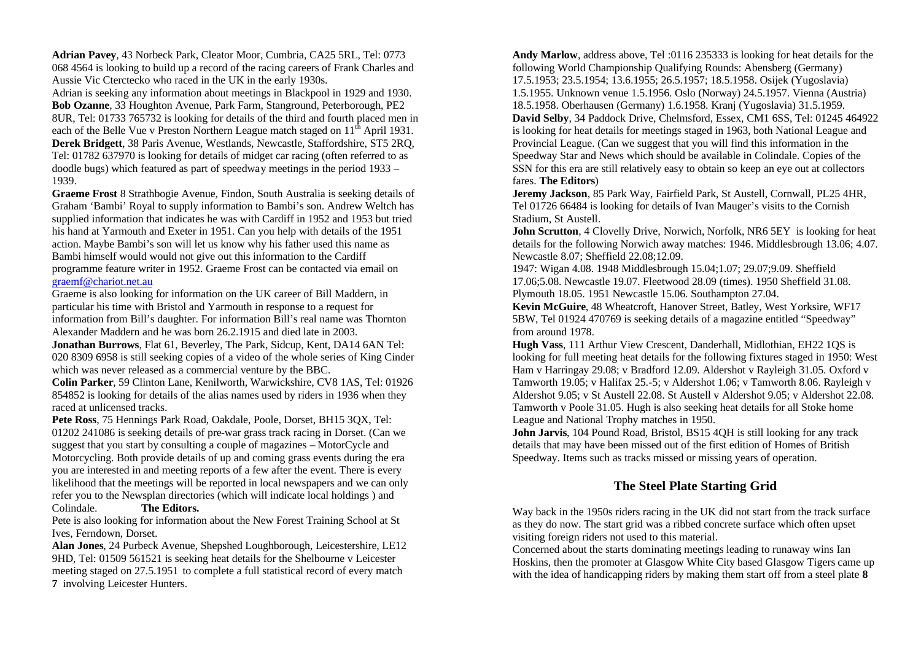**Adrian Pavey**, 43 Norbeck Park, Cleator Moor, Cumbria, CA25 5RL, Tel: 0773 068 4564 is looking to build up a record of the racing careers of Frank Charles and Aussie Vic Ctercteko who raced in the UK in the early 1930s.

Adrian is seeking any information about meetings in Blackpool in 1929 and 1930.

**Bob Ozanne**, 33 Houghton Avenue, Park Farm, Stanground, Peterborough, PE2 8UR, Tel: 01733 765732 is looking for details of the third and fourth placed men in each of the Belle Vue v Preston Northern League match staged on 11th April 1931.

**Derek Bridgett**, 38 Paris Avenue, Westlands, Newcastle, Staffordshire, ST5 2RQ, Tel: 01782 637970 is looking for details of midget car racing (often referred to as doodle bugs) which featured as part of speedway meetings in the period 1933 – 1939.

**Graeme Frost** 8 Strathbogie Avenue, Findon, South Australia is seeking details of Graham 'Bambi' Royal to supply information to Bambi's son. Andrew Weltch has supplied information that indicates he was with Cardiff in 1952 and 1953 but tried his hand at Yarmouth and Exeter in 1951. Can you help with details of the 1951 action. Maybe Bambi's son will let us know why his father used this name as Bambi himself would would not give out this information to the Cardiff programme feature writer in 1952. Graeme Frost can be contacted via email on graemf@chariot.net.au

Graeme is also looking for information on the UK career of Bill Maddern, in particular his time with Bristol and Yarmouth in response to a request for information from Bill's daughter. For information Bill's real name was Thornton Alexander Maddern and he was born 26.2.1915 and died late in 2003.

**Jonathan Burrows**, Flat 61, Beverley, The Park, Sidcup, Kent, DA14 6AN Tel: 020 8309 6958 is still seeking copies of a video of the whole series of King Cinder which was never released as a commercial venture by the BBC.

**Colin Parker**, 59 Clinton Lane, Kenilworth, Warwickshire, CV8 1AS, Tel: 01926 854852 is looking for details of the alias names used by riders in 1936 when they raced at unlicensed tracks.

**Pete Ross**, 75 Hennings Park Road, Oakdale, Poole, Dorset, BH15 3QX, Tel: 01202 241086 is seeking details of pre-war grass track racing in Dorset. (Can we suggest that you start by consulting a couple of magazines – MotorCycle and Motorcycling. Both provide details of up and coming grass events during the era you are interested in and meeting reports of a few after the event. There is every likelihood that the meetings will be reported in local newspapers and we can only refer you to the Newsplan directories (which will indicate local holdings ) and Colindale. **The Editors.**

Pete is also looking for information about the New Forest Training School at St Ives, Ferndown, Dorset.

**Alan Jones**, 24 Purbeck Avenue, Shepshed Loughborough, Leicestershire, LE12 9HD, Tel: 01509 561521 is seeking heat details for the Shelbourne v Leicester meeting staged on 27.5.1951 to complete a full statistical record of every match involving Leicester Hunters.

**Andy Marlow**, address above, Tel :0116 235333 is looking for heat details for the following World Championship Qualifying Rounds: Abensberg (Germany) 17.5.1953; 23.5.1954; 13.6.1955; 26.5.1957; 18.5.1958. Osijek (Yugoslavia) 1.5.1955. Unknown venue 1.5.1956. Oslo (Norway) 24.5.1957. Vienna (Austria) 18.5.1958. Oberhausen (Germany) 1.6.1958. Kranj (Yugoslavia) 31.5.1959.

**David Selby**, 34 Paddock Drive, Chelmsford, Essex, CM1 6SS, Tel: 01245 464922 is looking for heat details for meetings staged in 1963, both National League and Provincial League. (Can we suggest that you will find this information in the Speedway Star and News which should be available in Colindale. Copies of the SSN for this era are still relatively easy to obtain so keep an eye out at collectors fares. **The Editors**)

**Jeremy Jackson**, 85 Park Way, Fairfield Park, St Austell, Cornwall, PL25 4HR, Tel 01726 66484 is looking for details of Ivan Mauger's visits to the Cornish Stadium, St Austell.

**John Scrutton**, 4 Clovelly Drive, Norwich, Norfolk, NR6 5EY is looking for heat details for the following Norwich away matches: 1946. Middlesbrough 13.06; 4.07. Newcastle 8.07; Sheffield 22.08;12.09.

1947: Wigan 4.08. 1948 Middlesbrough 15.04;1.07; 29.07;9.09. Sheffield 17.06;5.08. Newcastle 19.07. Fleetwood 28.09 (times). 1950 Sheffield 31.08. Plymouth 18.05. 1951 Newcastle 15.06. Southampton 27.04.

**Kevin McGuire**, 48 Wheatcroft, Hanover Street, Batley, West Yorksire, WF17 5BW, Tel 01924 470769 is seeking details of a magazine entitled "Speedway" from around 1978.

**Hugh Vass**, 111 Arthur View Crescent, Danderhall, Midlothian, EH22 1QS is looking for full meeting heat details for the following fixtures staged in 1950: West Ham v Harringay 29.08; v Bradford 12.09. Aldershot v Rayleigh 31.05. Oxford v Tamworth 19.05; v Halifax 25.-5; v Aldershot 1.06; v Tamworth 8.06. Rayleigh v Aldershot 9.05; v St Austell 22.08. St Austell v Aldershot 9.05; v Aldershot 22.08. Tamworth v Poole 31.05. Hugh is also seeking heat details for all Stoke home League and National Trophy matches in 1950.

**John Jarvis**, 104 Pound Road, Bristol, BS15 4QH is still looking for any track details that may have been missed out of the first edition of Homes of British Speedway. Items such as tracks missed or missing years of operation.

## The Steel Plate Starting Grid

Way back in the 1950s riders racing in the UK did not start from the track surface as they do now. The start grid was a ribbed concrete surface which often upset visiting foreign riders not used to this material.

Concerned about the starts dominating meetings leading to runaway wins Ian Hoskins, then the promoter at Glasgow White City based Glasgow Tigers came up with the idea of handicapping riders by making them start off from a steel plate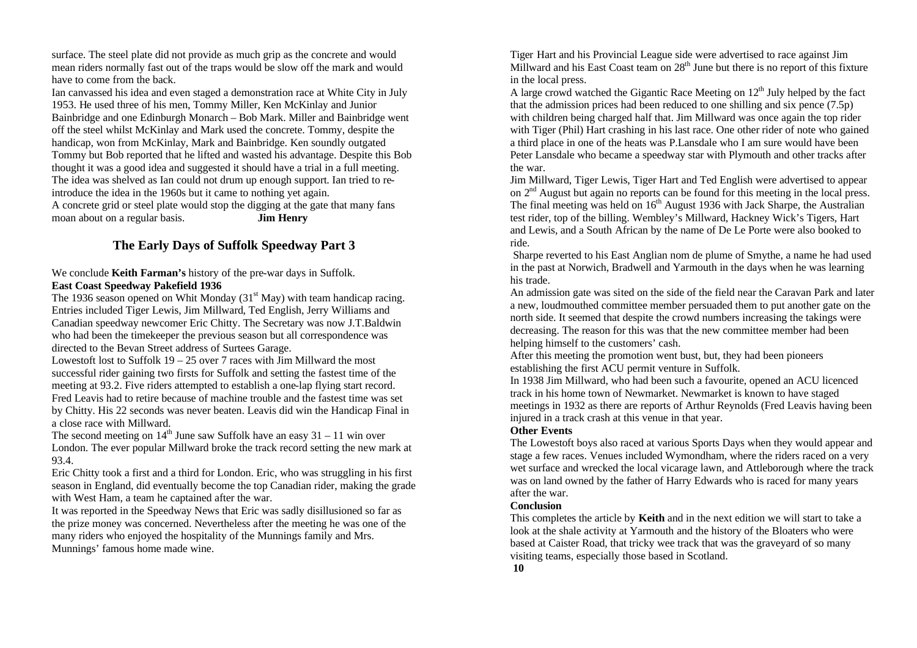surface. The steel plate did not provide as much grip as the concrete and would mean riders normally fast out of the traps would be slow off the mark and would have to come from the back.

Ian canvassed his idea and even staged a demonstration race at White City in July 1953. He used three of his men, Tommy Miller, Ken McKinlay and Junior Bainbridge and one Edinburgh Monarch – Bob Mark. Miller and Bainbridge went off the steel whilst McKinlay and Mark used the concrete. Tommy, despite the handicap, won from McKinlay, Mark and Bainbridge. Ken soundly outgated Tommy but Bob reported that he lifted and wasted his advantage. Despite this Bob thought it was a good idea and suggested it should have a trial in a full meeting. The idea was shelved as Ian could not drum up enough support. Ian tried to re-introduce the idea in the 1960s but it came to nothing yet again.

A concrete grid or steel plate would stop the digging at the gate that many fans moan about on a regular basis. **Jim Henry**

## The Early Days of Suffolk Speedway Part 3

We conclude **Keith Farman's** history of the pre-war days in Suffolk.

**East Coast Speedway Pakefield 1936**

The 1936 season opened on Whit Monday (31st May) with team handicap racing. Entries included Tiger Lewis, Jim Millward, Ted English, Jerry Williams and Canadian speedway newcomer Eric Chitty. The Secretary was now J.T.Baldwin who had been the timekeeper the previous season but all correspondence was directed to the Bevan Street address of Surtees Garage.

Lowestoft lost to Suffolk 19 – 25 over 7 races with Jim Millward the most successful rider gaining two firsts for Suffolk and setting the fastest time of the meeting at 93.2. Five riders attempted to establish a one-lap flying start record. Fred Leavis had to retire because of machine trouble and the fastest time was set by Chitty. His 22 seconds was never beaten. Leavis did win the Handicap Final in a close race with Millward.

The second meeting on 14th June saw Suffolk have an easy 31 – 11 win over London. The ever popular Millward broke the track record setting the new mark at 93.4.

Eric Chitty took a first and a third for London. Eric, who was struggling in his first season in England, did eventually become the top Canadian rider, making the grade with West Ham, a team he captained after the war.

It was reported in the Speedway News that Eric was sadly disillusioned so far as the prize money was concerned. Nevertheless after the meeting he was one of the many riders who enjoyed the hospitality of the Munnings family and Mrs. Munnings' famous home made wine.

Tiger Hart and his Provincial League side were advertised to race against Jim Millward and his East Coast team on 28th June but there is no report of this fixture in the local press.

A large crowd watched the Gigantic Race Meeting on 12th July helped by the fact that the admission prices had been reduced to one shilling and six pence (7.5p) with children being charged half that. Jim Millward was once again the top rider with Tiger (Phil) Hart crashing in his last race. One other rider of note who gained a third place in one of the heats was P.Lansdale who I am sure would have been Peter Lansdale who became a speedway star with Plymouth and other tracks after the war.

Jim Millward, Tiger Lewis, Tiger Hart and Ted English were advertised to appear on 2nd August but again no reports can be found for this meeting in the local press. The final meeting was held on 16th August 1936 with Jack Sharpe, the Australian test rider, top of the billing. Wembley's Millward, Hackney Wick's Tigers, Hart and Lewis, and a South African by the name of De Le Porte were also booked to ride.

Sharpe reverted to his East Anglian nom de plume of Smythe, a name he had used in the past at Norwich, Bradwell and Yarmouth in the days when he was learning his trade.

An admission gate was sited on the side of the field near the Caravan Park and later a new, loudmouthed committee member persuaded them to put another gate on the north side. It seemed that despite the crowd numbers increasing the takings were decreasing. The reason for this was that the new committee member had been helping himself to the customers' cash.

After this meeting the promotion went bust, but, they had been pioneers establishing the first ACU permit venture in Suffolk.

In 1938 Jim Millward, who had been such a favourite, opened an ACU licenced track in his home town of Newmarket. Newmarket is known to have staged meetings in 1932 as there are reports of Arthur Reynolds (Fred Leavis having been injured in a track crash at this venue in that year.

**Other Events**

The Lowestoft boys also raced at various Sports Days when they would appear and stage a few races. Venues included Wymondham, where the riders raced on a very wet surface and wrecked the local vicarage lawn, and Attleborough where the track was on land owned by the father of Harry Edwards who is raced for many years after the war.

**Conclusion**

This completes the article by **Keith** and in the next edition we will start to take a look at the shale activity at Yarmouth and the history of the Bloaters who were based at Caister Road, that tricky wee track that was the graveyard of so many visiting teams, especially those based in Scotland.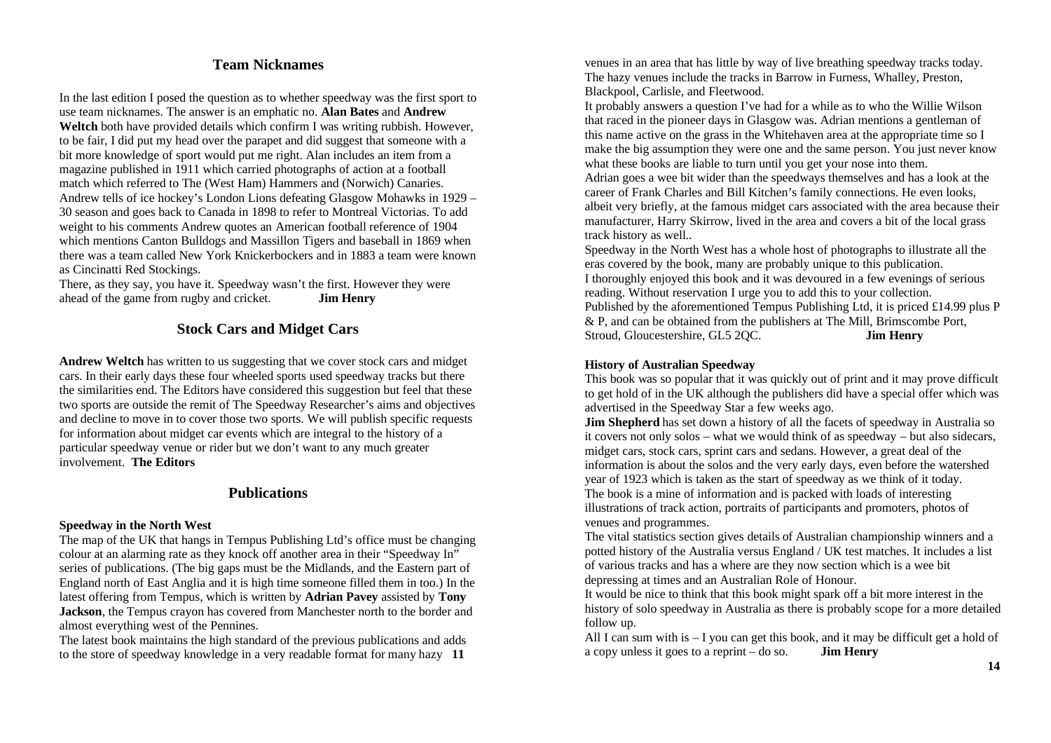## Team Nicknames

In the last edition I posed the question as to whether speedway was the first sport to use team nicknames. The answer is an emphatic no. **Alan Bates** and **Andrew Weltch** both have provided details which confirm I was writing rubbish. However, to be fair, I did put my head over the parapet and did suggest that someone with a bit more knowledge of sport would put me right. Alan includes an item from a magazine published in 1911 which carried photographs of action at a football match which referred to The (West Ham) Hammers and (Norwich) Canaries. Andrew tells of ice hockey's London Lions defeating Glasgow Mohawks in 1929 – 30 season and goes back to Canada in 1898 to refer to Montreal Victorias. To add weight to his comments Andrew quotes an American football reference of 1904 which mentions Canton Bulldogs and Massillon Tigers and baseball in 1869 when there was a team called New York Knickerbockers and in 1883 a team were known as Cincinatti Red Stockings.

There, as they say, you have it. Speedway wasn't the first. However they were ahead of the game from rugby and cricket. **Jim Henry**

## Stock Cars and Midget Cars

**Andrew Weltch** has written to us suggesting that we cover stock cars and midget cars. In their early days these four wheeled sports used speedway tracks but there the similarities end. The Editors have considered this suggestion but feel that these two sports are outside the remit of The Speedway Researcher's aims and objectives and decline to move in to cover those two sports. We will publish specific requests for information about midget car events which are integral to the history of a particular speedway venue or rider but we don't want to any much greater involvement. **The Editors**

## Publications

### Speedway in the North West

The map of the UK that hangs in Tempus Publishing Ltd's office must be changing colour at an alarming rate as they knock off another area in their "Speedway In" series of publications. (The big gaps must be the Midlands, and the Eastern part of England north of East Anglia and it is high time someone filled them in too.) In the latest offering from Tempus, which is written by **Adrian Pavey** assisted by **Tony Jackson**, the Tempus crayon has covered from Manchester north to the border and almost everything west of the Pennines.

The latest book maintains the high standard of the previous publications and adds to the store of speedway knowledge in a very readable format for many hazy venues in an area that has little by way of live breathing speedway tracks today. The hazy venues include the tracks in Barrow in Furness, Whalley, Preston, Blackpool, Carlisle, and Fleetwood.

It probably answers a question I've had for a while as to who the Willie Wilson that raced in the pioneer days in Glasgow was. Adrian mentions a gentleman of this name active on the grass in the Whitehaven area at the appropriate time so I make the big assumption they were one and the same person. You just never know what these books are liable to turn until you get your nose into them.

Adrian goes a wee bit wider than the speedways themselves and has a look at the career of Frank Charles and Bill Kitchen's family connections. He even looks, albeit very briefly, at the famous midget cars associated with the area because their manufacturer, Harry Skirrow, lived in the area and covers a bit of the local grass track history as well..

Speedway in the North West has a whole host of photographs to illustrate all the eras covered by the book, many are probably unique to this publication.

I thoroughly enjoyed this book and it was devoured in a few evenings of serious reading. Without reservation I urge you to add this to your collection.

Published by the aforementioned Tempus Publishing Ltd, it is priced £14.99 plus P & P, and can be obtained from the publishers at The Mill, Brimscombe Port, Stroud, Gloucestershire, GL5 2QC. **Jim Henry**

### History of Australian Speedway

This book was so popular that it was quickly out of print and it may prove difficult to get hold of in the UK although the publishers did have a special offer which was advertised in the Speedway Star a few weeks ago.

**Jim Shepherd** has set down a history of all the facets of speedway in Australia so it covers not only solos – what we would think of as speedway – but also sidecars, midget cars, stock cars, sprint cars and sedans. However, a great deal of the information is about the solos and the very early days, even before the watershed year of 1923 which is taken as the start of speedway as we think of it today.

The book is a mine of information and is packed with loads of interesting illustrations of track action, portraits of participants and promoters, photos of venues and programmes.

The vital statistics section gives details of Australian championship winners and a potted history of the Australia versus England / UK test matches. It includes a list of various tracks and has a where are they now section which is a wee bit depressing at times and an Australian Role of Honour.

It would be nice to think that this book might spark off a bit more interest in the history of solo speedway in Australia as there is probably scope for a more detailed follow up.

All I can sum with is – I you can get this book, and it may be difficult get a hold of a copy unless it goes to a reprint – do so. **Jim Henry**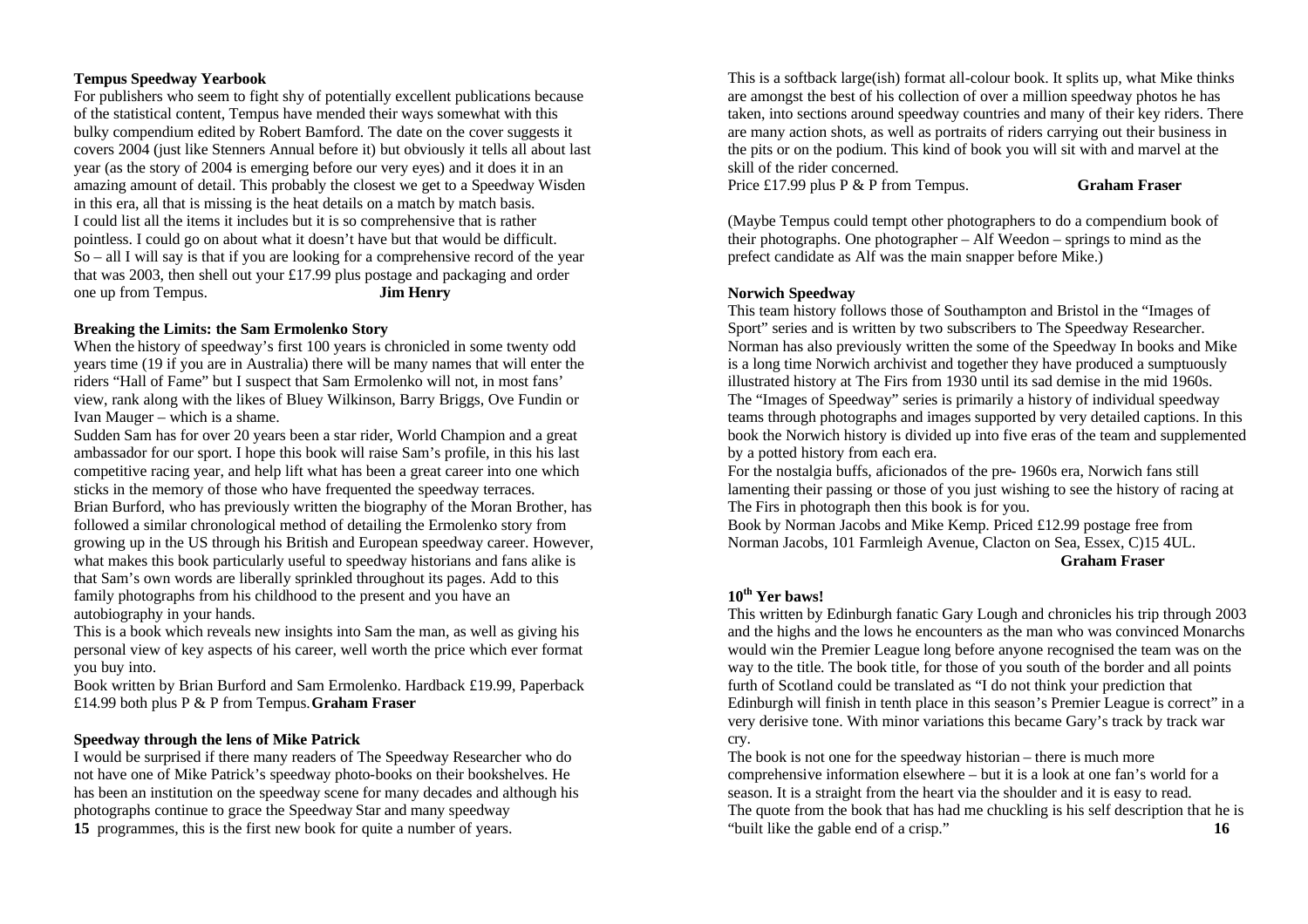**Tempus Speedway Yearbook**

For publishers who seem to fight shy of potentially excellent publications because of the statistical content, Tempus have mended their ways somewhat with this bulky compendium edited by Robert Bamford. The date on the cover suggests it covers 2004 (just like Stenners Annual before it) but obviously it tells all about last year (as the story of 2004 is emerging before our very eyes) and it does it in an amazing amount of detail. This probably the closest we get to a Speedway Wisden in this era, all that is missing is the heat details on a match by match basis. I could list all the items it includes but it is so comprehensive that is rather pointless. I could go on about what it doesn't have but that would be difficult. So – all I will say is that if you are looking for a comprehensive record of the year that was 2003, then shell out your £17.99 plus postage and packaging and order one up from Tempus. **Jim Henry**

**Breaking the Limits: the Sam Ermolenko Story**

When the history of speedway's first 100 years is chronicled in some twenty odd years time (19 if you are in Australia) there will be many names that will enter the riders "Hall of Fame" but I suspect that Sam Ermolenko will not, in most fans' view, rank along with the likes of Bluey Wilkinson, Barry Briggs, Ove Fundin or Ivan Mauger – which is a shame.

Sudden Sam has for over 20 years been a star rider, World Champion and a great ambassador for our sport. I hope this book will raise Sam's profile, in this his last competitive racing year, and help lift what has been a great career into one which sticks in the memory of those who have frequented the speedway terraces.

Brian Burford, who has previously written the biography of the Moran Brother, has followed a similar chronological method of detailing the Ermolenko story from growing up in the US through his British and European speedway career. However, what makes this book particularly useful to speedway historians and fans alike is that Sam's own words are liberally sprinkled throughout its pages. Add to this family photographs from his childhood to the present and you have an autobiography in your hands.

This is a book which reveals new insights into Sam the man, as well as giving his personal view of key aspects of his career, well worth the price which ever format you buy into.

Book written by Brian Burford and Sam Ermolenko. Hardback £19.99, Paperback £14.99 both plus P & P from Tempus. **Graham Fraser**

**Speedway through the lens of Mike Patrick**

I would be surprised if there many readers of The Speedway Researcher who do not have one of Mike Patrick's speedway photo-books on their bookshelves. He has been an institution on the speedway scene for many decades and although his photographs continue to grace the Speedway Star and many speedway programmes, this is the first new book for quite a number of years.

This is a softback large(ish) format all-colour book. It splits up, what Mike thinks are amongst the best of his collection of over a million speedway photos he has taken, into sections around speedway countries and many of their key riders. There are many action shots, as well as portraits of riders carrying out their business in the pits or on the podium. This kind of book you will sit with and marvel at the skill of the rider concerned.

Price £17.99 plus P & P from Tempus. **Graham Fraser**

(Maybe Tempus could tempt other photographers to do a compendium book of their photographs. One photographer – Alf Weedon – springs to mind as the prefect candidate as Alf was the main snapper before Mike.)

**Norwich Speedway**

This team history follows those of Southampton and Bristol in the "Images of Sport" series and is written by two subscribers to The Speedway Researcher. Norman has also previously written the some of the Speedway In books and Mike is a long time Norwich archivist and together they have produced a sumptuously illustrated history at The Firs from 1930 until its sad demise in the mid 1960s. The "Images of Speedway" series is primarily a history of individual speedway teams through photographs and images supported by very detailed captions. In this book the Norwich history is divided up into five eras of the team and supplemented by a potted history from each era.

For the nostalgia buffs, aficionados of the pre- 1960s era, Norwich fans still lamenting their passing or those of you just wishing to see the history of racing at The Firs in photograph then this book is for you.

Book by Norman Jacobs and Mike Kemp. Priced £12.99 postage free from Norman Jacobs, 101 Farmleigh Avenue, Clacton on Sea, Essex, C)15 4UL. **Graham Fraser**

**10th Yer baws!**

This written by Edinburgh fanatic Gary Lough and chronicles his trip through 2003 and the highs and the lows he encounters as the man who was convinced Monarchs would win the Premier League long before anyone recognised the team was on the way to the title. The book title, for those of you south of the border and all points furth of Scotland could be translated as "I do not think your prediction that Edinburgh will finish in tenth place in this season's Premier League is correct" in a very derisive tone. With minor variations this became Gary's track by track war cry.

The book is not one for the speedway historian – there is much more comprehensive information elsewhere – but it is a look at one fan's world for a season. It is a straight from the heart via the shoulder and it is easy to read. The quote from the book that has had me chuckling is his self description that he is "built like the gable end of a crisp."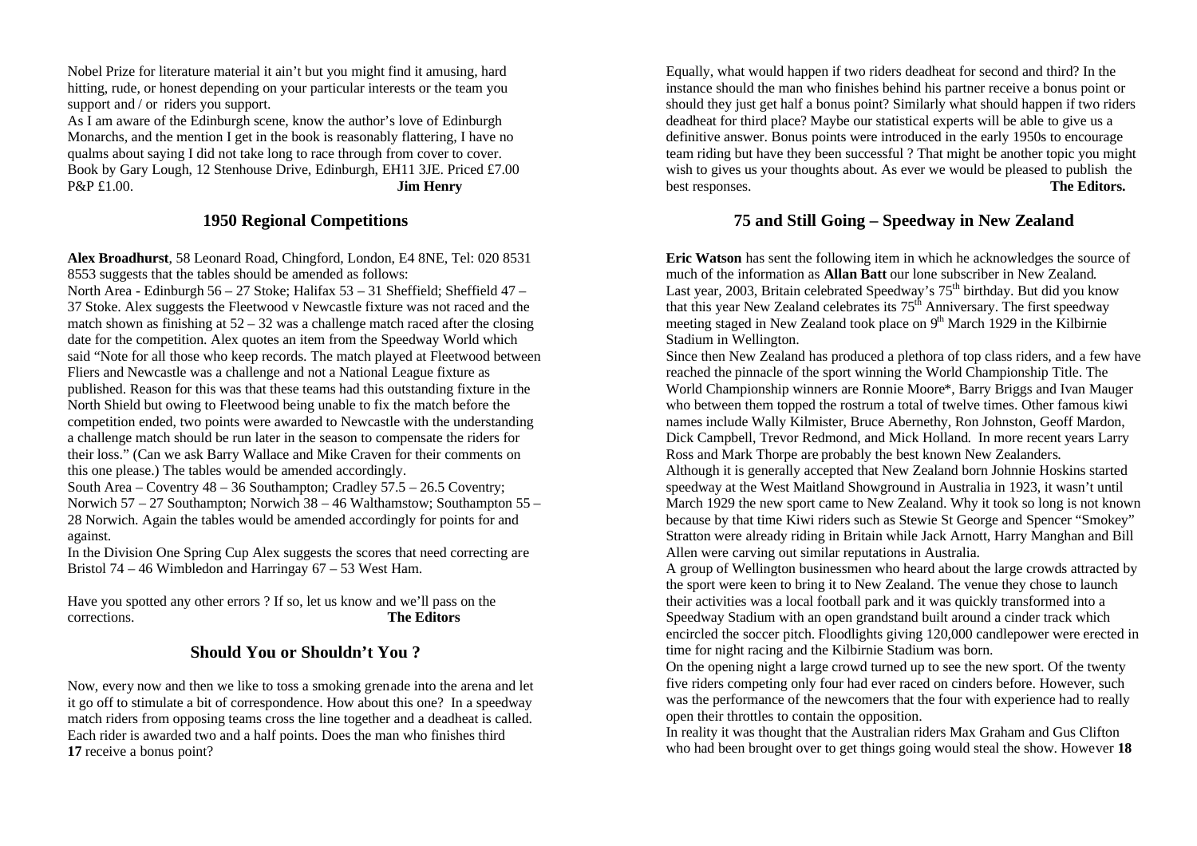Nobel Prize for literature material it ain't but you might find it amusing, hard hitting, rude, or honest depending on your particular interests or the team you support and / or riders you support.

As I am aware of the Edinburgh scene, know the author's love of Edinburgh Monarchs, and the mention I get in the book is reasonably flattering, I have no qualms about saying I did not take long to race through from cover to cover. Book by Gary Lough, 12 Stenhouse Drive, Edinburgh, EH11 3JE. Priced £7.00 P&P £1.00. **Jim Henry**

## 1950 Regional Competitions

**Alex Broadhurst**, 58 Leonard Road, Chingford, London, E4 8NE, Tel: 020 8531 8553 suggests that the tables should be amended as follows:

North Area - Edinburgh 56 – 27 Stoke; Halifax 53 – 31 Sheffield; Sheffield 47 – 37 Stoke. Alex suggests the Fleetwood v Newcastle fixture was not raced and the match shown as finishing at 52 – 32 was a challenge match raced after the closing date for the competition. Alex quotes an item from the Speedway World which said "Note for all those who keep records. The match played at Fleetwood between Fliers and Newcastle was a challenge and not a National League fixture as published. Reason for this was that these teams had this outstanding fixture in the North Shield but owing to Fleetwood being unable to fix the match before the competition ended, two points were awarded to Newcastle with the understanding a challenge match should be run later in the season to compensate the riders for their loss." (Can we ask Barry Wallace and Mike Craven for their comments on this one please.) The tables would be amended accordingly.

South Area – Coventry 48 – 36 Southampton; Cradley 57.5 – 26.5 Coventry; Norwich 57 – 27 Southampton; Norwich 38 – 46 Walthamstow; Southampton 55 – 28 Norwich. Again the tables would be amended accordingly for points for and against.

In the Division One Spring Cup Alex suggests the scores that need correcting are Bristol 74 – 46 Wimbledon and Harringay 67 – 53 West Ham.

Have you spotted any other errors ? If so, let us know and we'll pass on the corrections. **The Editors**

## Should You or Shouldn't You ?

Now, every now and then we like to toss a smoking grenade into the arena and let it go off to stimulate a bit of correspondence. How about this one? In a speedway match riders from opposing teams cross the line together and a deadheat is called. Each rider is awarded two and a half points. Does the man who finishes third receive a bonus point?

Equally, what would happen if two riders deadheat for second and third? In the instance should the man who finishes behind his partner receive a bonus point or should they just get half a bonus point? Similarly what should happen if two riders deadheat for third place? Maybe our statistical experts will be able to give us a definitive answer. Bonus points were introduced in the early 1950s to encourage team riding but have they been successful ? That might be another topic you might wish to gives us your thoughts about. As ever we would be pleased to publish the best responses. **The Editors.**

## 75 and Still Going – Speedway in New Zealand

**Eric Watson** has sent the following item in which he acknowledges the source of much of the information as **Allan Batt** our lone subscriber in New Zealand.

Last year, 2003, Britain celebrated Speedway's 75th birthday. But did you know that this year New Zealand celebrates its 75th Anniversary. The first speedway meeting staged in New Zealand took place on 9th March 1929 in the Kilbirnie Stadium in Wellington.

Since then New Zealand has produced a plethora of top class riders, and a few have reached the pinnacle of the sport winning the World Championship Title. The World Championship winners are Ronnie Moore*, Barry Briggs and Ivan Mauger who between them topped the rostrum a total of twelve times. Other famous kiwi names include Wally Kilmister, Bruce Abernethy, Ron Johnston, Geoff Mardon, Dick Campbell, Trevor Redmond, and Mick Holland. In more recent years Larry Ross and Mark Thorpe are probably the best known New Zealanders.

Although it is generally accepted that New Zealand born Johnnie Hoskins started speedway at the West Maitland Showground in Australia in 1923, it wasn't until March 1929 the new sport came to New Zealand. Why it took so long is not known because by that time Kiwi riders such as Stewie St George and Spencer "Smokey" Stratton were already riding in Britain while Jack Arnott, Harry Manghan and Bill Allen were carving out similar reputations in Australia.

A group of Wellington businessmen who heard about the large crowds attracted by the sport were keen to bring it to New Zealand. The venue they chose to launch their activities was a local football park and it was quickly transformed into a Speedway Stadium with an open grandstand built around a cinder track which encircled the soccer pitch. Floodlights giving 120,000 candlepower were erected in time for night racing and the Kilbirnie Stadium was born.

On the opening night a large crowd turned up to see the new sport. Of the twenty five riders competing only four had ever raced on cinders before. However, such was the performance of the newcomers that the four with experience had to really open their throttles to contain the opposition.

In reality it was thought that the Australian riders Max Graham and Gus Clifton who had been brought over to get things going would steal the show. However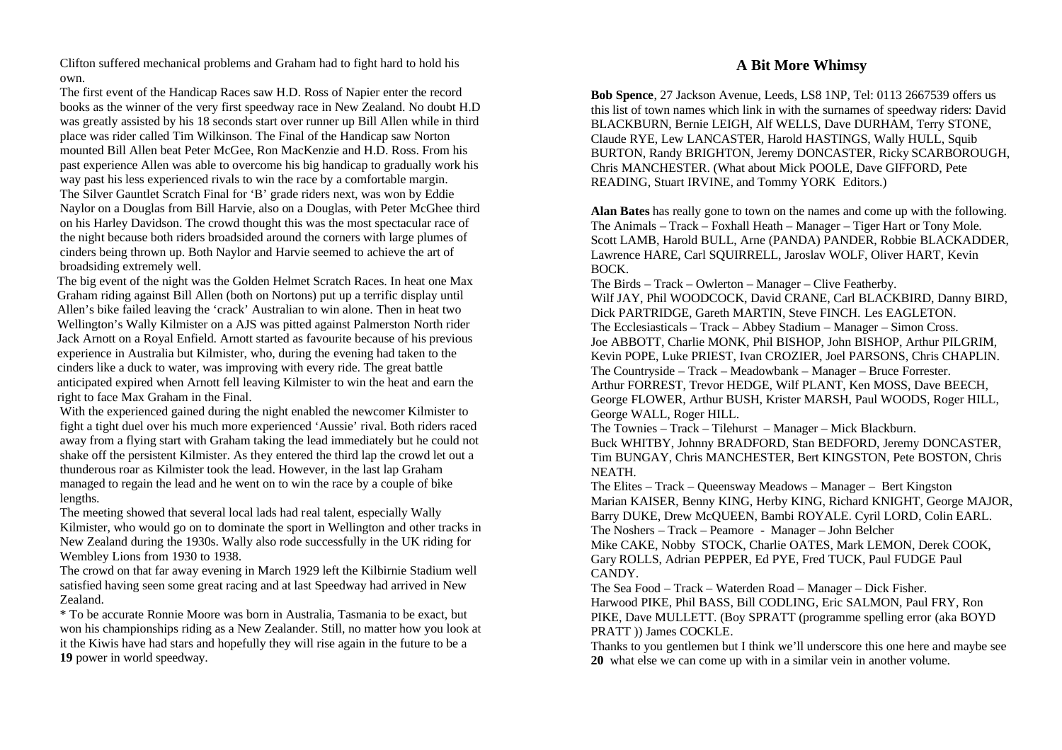Clifton suffered mechanical problems and Graham had to fight hard to hold his own.

The first event of the Handicap Races saw H.D. Ross of Napier enter the record books as the winner of the very first speedway race in New Zealand. No doubt H.D was greatly assisted by his 18 seconds start over runner up Bill Allen while in third place was rider called Tim Wilkinson. The Final of the Handicap saw Norton mounted Bill Allen beat Peter McGee, Ron MacKenzie and H.D. Ross. From his past experience Allen was able to overcome his big handicap to gradually work his way past his less experienced rivals to win the race by a comfortable margin.

The Silver Gauntlet Scratch Final for 'B' grade riders next, was won by Eddie Naylor on a Douglas from Bill Harvie, also on a Douglas, with Peter McGhee third on his Harley Davidson. The crowd thought this was the most spectacular race of the night because both riders broadsided around the corners with large plumes of cinders being thrown up. Both Naylor and Harvie seemed to achieve the art of broadsiding extremely well.

The big event of the night was the Golden Helmet Scratch Races. In heat one Max Graham riding against Bill Allen (both on Nortons) put up a terrific display until Allen's bike failed leaving the 'crack' Australian to win alone. Then in heat two Wellington's Wally Kilmister on a AJS was pitted against Palmerston North rider Jack Arnott on a Royal Enfield. Arnott started as favourite because of his previous experience in Australia but Kilmister, who, during the evening had taken to the cinders like a duck to water, was improving with every ride. The great battle anticipated expired when Arnott fell leaving Kilmister to win the heat and earn the right to face Max Graham in the Final.

With the experienced gained during the night enabled the newcomer Kilmister to fight a tight duel over his much more experienced 'Aussie' rival. Both riders raced away from a flying start with Graham taking the lead immediately but he could not shake off the persistent Kilmister. As they entered the third lap the crowd let out a thunderous roar as Kilmister took the lead. However, in the last lap Graham managed to regain the lead and he went on to win the race by a couple of bike lengths.

The meeting showed that several local lads had real talent, especially Wally Kilmister, who would go on to dominate the sport in Wellington and other tracks in New Zealand during the 1930s. Wally also rode successfully in the UK riding for Wembley Lions from 1930 to 1938.

The crowd on that far away evening in March 1929 left the Kilbirnie Stadium well satisfied having seen some great racing and at last Speedway had arrived in New Zealand.

* To be accurate Ronnie Moore was born in Australia, Tasmania to be exact, but won his championships riding as a New Zealander. Still, no matter how you look at it the Kiwis have had stars and hopefully they will rise again in the future to be a power in world speedway.

## A Bit More Whimsy

**Bob Spence**, 27 Jackson Avenue, Leeds, LS8 1NP, Tel: 0113 2667539 offers us this list of town names which link in with the surnames of speedway riders: David BLACKBURN, Bernie LEIGH, Alf WELLS, Dave DURHAM, Terry STONE, Claude RYE, Lew LANCASTER, Harold HASTINGS, Wally HULL, Squib BURTON, Randy BRIGHTON, Jeremy DONCASTER, Ricky SCARBOROUGH, Chris MANCHESTER. (What about Mick POOLE, Dave GIFFORD, Pete READING, Stuart IRVINE, and Tommy YORK Editors.)

**Alan Bates** has really gone to town on the names and come up with the following.
The Animals – Track – Foxhall Heath – Manager – Tiger Hart or Tony Mole.
Scott LAMB, Harold BULL, Arne (PANDA) PANDER, Robbie BLACKADDER, Lawrence HARE, Carl SQUIRRELL, Jaroslav WOLF, Oliver HART, Kevin BOCK.
The Birds – Track – Owlerton – Manager – Clive Featherby.
Wilf JAY, Phil WOODCOCK, David CRANE, Carl BLACKBIRD, Danny BIRD, Dick PARTRIDGE, Gareth MARTIN, Steve FINCH. Les EAGLETON.
The Ecclesiasticals – Track – Abbey Stadium – Manager – Simon Cross.
Joe ABBOTT, Charlie MONK, Phil BISHOP, John BISHOP, Arthur PILGRIM, Kevin POPE, Luke PRIEST, Ivan CROZIER, Joel PARSONS, Chris CHAPLIN.
The Countryside – Track – Meadowbank – Manager – Bruce Forrester.
Arthur FORREST, Trevor HEDGE, Wilf PLANT, Ken MOSS, Dave BEECH, George FLOWER, Arthur BUSH, Krister MARSH, Paul WOODS, Roger HILL, George WALL, Roger HILL.
The Townies – Track – Tilehurst – Manager – Mick Blackburn.
Buck WHITBY, Johnny BRADFORD, Stan BEDFORD, Jeremy DONCASTER, Tim BUNGAY, Chris MANCHESTER, Bert KINGSTON, Pete BOSTON, Chris NEATH.
The Elites – Track – Queensway Meadows – Manager – Bert Kingston
Marian KAISER, Benny KING, Herby KING, Richard KNIGHT, George MAJOR, Barry DUKE, Drew McQUEEN, Bambi ROYALE. Cyril LORD, Colin EARL.
The Noshers – Track – Peamore - Manager – John Belcher
Mike CAKE, Nobby STOCK, Charlie OATES, Mark LEMON, Derek COOK, Gary ROLLS, Adrian PEPPER, Ed PYE, Fred TUCK, Paul FUDGE Paul CANDY.
The Sea Food – Track – Waterden Road – Manager – Dick Fisher.
Harwood PIKE, Phil BASS, Bill CODLING, Eric SALMON, Paul FRY, Ron PIKE, Dave MULLETT. (Boy SPRATT (programme spelling error (aka BOYD PRATT )) James COCKLE.

Thanks to you gentlemen but I think we'll underscore this one here and maybe see what else we can come up with in a similar vein in another volume.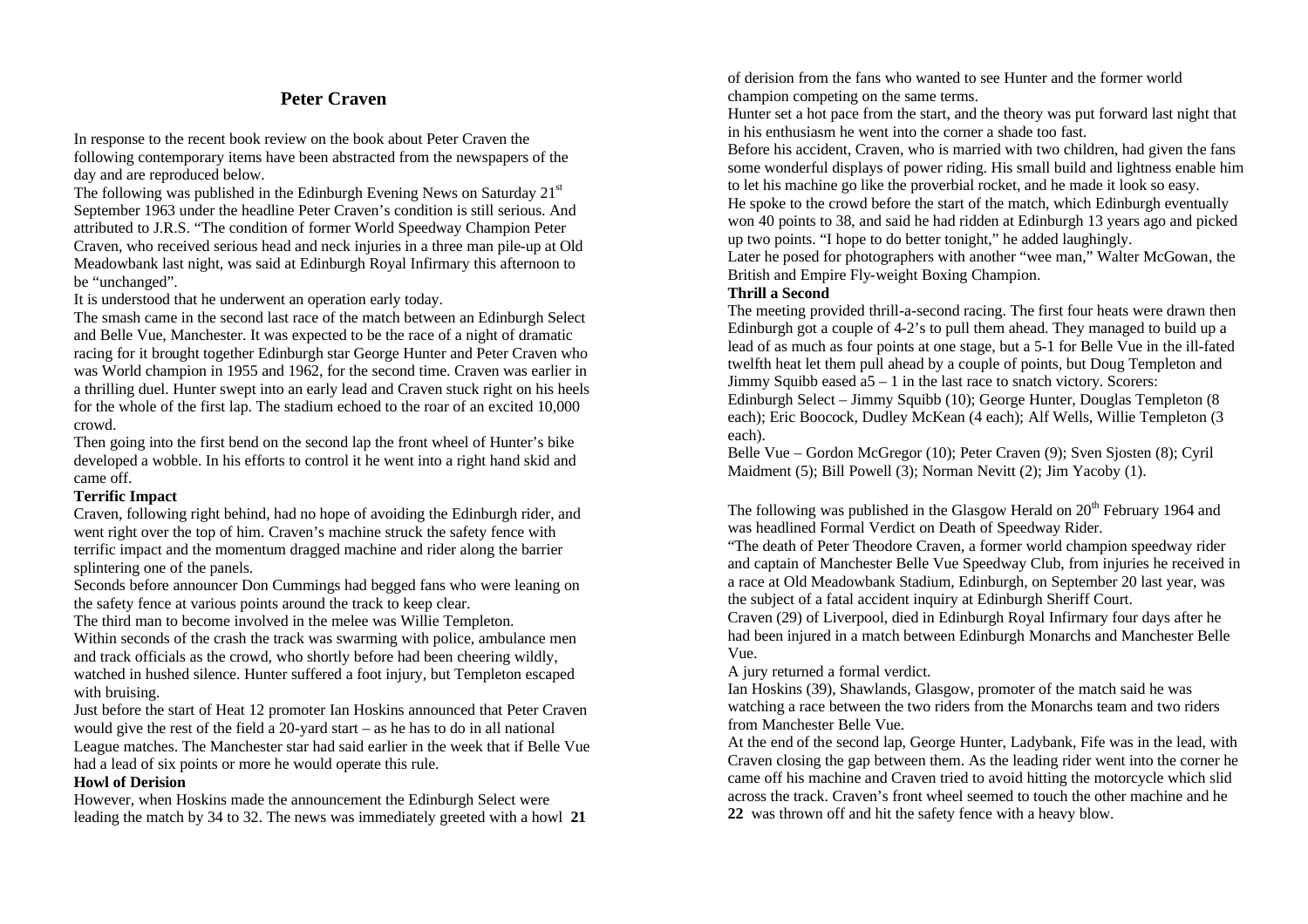## Peter Craven

In response to the recent book review on the book about Peter Craven the following contemporary items have been abstracted from the newspapers of the day and are reproduced below.

The following was published in the Edinburgh Evening News on Saturday 21st September 1963 under the headline Peter Craven's condition is still serious. And attributed to J.R.S. "The condition of former World Speedway Champion Peter Craven, who received serious head and neck injuries in a three man pile-up at Old Meadowbank last night, was said at Edinburgh Royal Infirmary this afternoon to be "unchanged".

It is understood that he underwent an operation early today.

The smash came in the second last race of the match between an Edinburgh Select and Belle Vue, Manchester. It was expected to be the race of a night of dramatic racing for it brought together Edinburgh star George Hunter and Peter Craven who was World champion in 1955 and 1962, for the second time. Craven was earlier in a thrilling duel. Hunter swept into an early lead and Craven stuck right on his heels for the whole of the first lap. The stadium echoed to the roar of an excited 10,000 crowd.

Then going into the first bend on the second lap the front wheel of Hunter's bike developed a wobble. In his efforts to control it he went into a right hand skid and came off.

**Terrific Impact**

Craven, following right behind, had no hope of avoiding the Edinburgh rider, and went right over the top of him. Craven's machine struck the safety fence with terrific impact and the momentum dragged machine and rider along the barrier splintering one of the panels.

Seconds before announcer Don Cummings had begged fans who were leaning on the safety fence at various points around the track to keep clear.

The third man to become involved in the melee was Willie Templeton.

Within seconds of the crash the track was swarming with police, ambulance men and track officials as the crowd, who shortly before had been cheering wildly, watched in hushed silence. Hunter suffered a foot injury, but Templeton escaped with bruising.

Just before the start of Heat 12 promoter Ian Hoskins announced that Peter Craven would give the rest of the field a 20-yard start – as he has to do in all national League matches. The Manchester star had said earlier in the week that if Belle Vue had a lead of six points or more he would operate this rule.

**Howl of Derision**

However, when Hoskins made the announcement the Edinburgh Select were leading the match by 34 to 32. The news was immediately greeted with a howl of derision from the fans who wanted to see Hunter and the former world champion competing on the same terms.

Hunter set a hot pace from the start, and the theory was put forward last night that in his enthusiasm he went into the corner a shade too fast.

Before his accident, Craven, who is married with two children, had given the fans some wonderful displays of power riding. His small build and lightness enable him to let his machine go like the proverbial rocket, and he made it look so easy.

He spoke to the crowd before the start of the match, which Edinburgh eventually won 40 points to 38, and said he had ridden at Edinburgh 13 years ago and picked up two points. "I hope to do better tonight," he added laughingly.

Later he posed for photographers with another "wee man," Walter McGowan, the British and Empire Fly-weight Boxing Champion.

**Thrill a Second**

The meeting provided thrill-a-second racing. The first four heats were drawn then Edinburgh got a couple of 4-2's to pull them ahead. They managed to build up a lead of as much as four points at one stage, but a 5-1 for Belle Vue in the ill-fated twelfth heat let them pull ahead by a couple of points, but Doug Templeton and Jimmy Squibb eased a5 – 1 in the last race to snatch victory. Scorers:

Edinburgh Select – Jimmy Squibb (10); George Hunter, Douglas Templeton (8 each); Eric Boocock, Dudley McKean (4 each); Alf Wells, Willie Templeton (3 each).

Belle Vue – Gordon McGregor (10); Peter Craven (9); Sven Sjosten (8); Cyril Maidment (5); Bill Powell (3); Norman Nevitt (2); Jim Yacoby (1).

The following was published in the Glasgow Herald on 20th February 1964 and was headlined Formal Verdict on Death of Speedway Rider.

"The death of Peter Theodore Craven, a former world champion speedway rider and captain of Manchester Belle Vue Speedway Club, from injuries he received in a race at Old Meadowbank Stadium, Edinburgh, on September 20 last year, was the subject of a fatal accident inquiry at Edinburgh Sheriff Court.

Craven (29) of Liverpool, died in Edinburgh Royal Infirmary four days after he had been injured in a match between Edinburgh Monarchs and Manchester Belle Vue.

A jury returned a formal verdict.

Ian Hoskins (39), Shawlands, Glasgow, promoter of the match said he was watching a race between the two riders from the Monarchs team and two riders from Manchester Belle Vue.

At the end of the second lap, George Hunter, Ladybank, Fife was in the lead, with Craven closing the gap between them. As the leading rider went into the corner he came off his machine and Craven tried to avoid hitting the motorcycle which slid across the track. Craven's front wheel seemed to touch the other machine and he was thrown off and hit the safety fence with a heavy blow.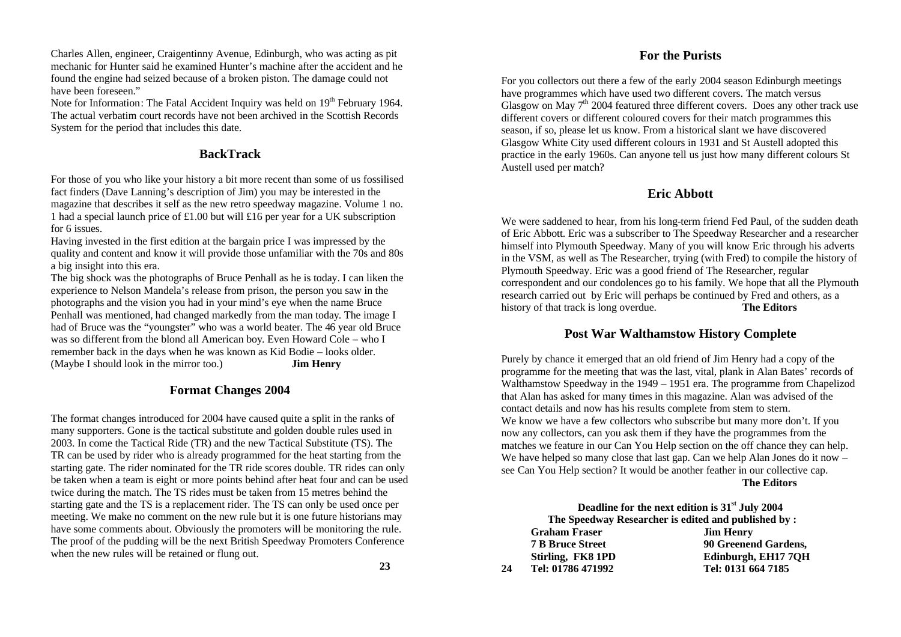Charles Allen, engineer, Craigentinny Avenue, Edinburgh, who was acting as pit mechanic for Hunter said he examined Hunter's machine after the accident and he found the engine had seized because of a broken piston. The damage could not have been foreseen."

Note for Information: The Fatal Accident Inquiry was held on 19th February 1964. The actual verbatim court records have not been archived in the Scottish Records System for the period that includes this date.

## BackTrack

For those of you who like your history a bit more recent than some of us fossilised fact finders (Dave Lanning's description of Jim) you may be interested in the magazine that describes it self as the new retro speedway magazine. Volume 1 no. 1 had a special launch price of £1.00 but will £16 per year for a UK subscription for 6 issues.

Having invested in the first edition at the bargain price I was impressed by the quality and content and know it will provide those unfamiliar with the 70s and 80s a big insight into this era.

The big shock was the photographs of Bruce Penhall as he is today. I can liken the experience to Nelson Mandela's release from prison, the person you saw in the photographs and the vision you had in your mind's eye when the name Bruce Penhall was mentioned, had changed markedly from the man today. The image I had of Bruce was the "youngster" who was a world beater. The 46 year old Bruce was so different from the blond all American boy. Even Howard Cole – who I remember back in the days when he was known as Kid Bodie – looks older. (Maybe I should look in the mirror too.) **Jim Henry**

## Format Changes 2004

The format changes introduced for 2004 have caused quite a split in the ranks of many supporters. Gone is the tactical substitute and golden double rules used in 2003. In come the Tactical Ride (TR) and the new Tactical Substitute (TS). The TR can be used by rider who is already programmed for the heat starting from the starting gate. The rider nominated for the TR ride scores double. TR rides can only be taken when a team is eight or more points behind after heat four and can be used twice during the match. The TS rides must be taken from 15 metres behind the starting gate and the TS is a replacement rider. The TS can only be used once per meeting. We make no comment on the new rule but it is one future historians may have some comments about. Obviously the promoters will be monitoring the rule. The proof of the pudding will be the next British Speedway Promoters Conference when the new rules will be retained or flung out.

## For the Purists

For you collectors out there a few of the early 2004 season Edinburgh meetings have programmes which have used two different covers. The match versus Glasgow on May 7th 2004 featured three different covers. Does any other track use different covers or different coloured covers for their match programmes this season, if so, please let us know. From a historical slant we have discovered Glasgow White City used different colours in 1931 and St Austell adopted this practice in the early 1960s. Can anyone tell us just how many different colours St Austell used per match?

## Eric Abbott

We were saddened to hear, from his long-term friend Fed Paul, of the sudden death of Eric Abbott. Eric was a subscriber to The Speedway Researcher and a researcher himself into Plymouth Speedway. Many of you will know Eric through his adverts in the VSM, as well as The Researcher, trying (with Fred) to compile the history of Plymouth Speedway. Eric was a good friend of The Researcher, regular correspondent and our condolences go to his family. We hope that all the Plymouth research carried out by Eric will perhaps be continued by Fred and others, as a history of that track is long overdue. **The Editors**

## Post War Walthamstow History Complete

Purely by chance it emerged that an old friend of Jim Henry had a copy of the programme for the meeting that was the last, vital, plank in Alan Bates' records of Walthamstow Speedway in the 1949 – 1951 era. The programme from Chapelizod that Alan has asked for many times in this magazine. Alan was advised of the contact details and now has his results complete from stem to stern.

We know we have a few collectors who subscribe but many more don't. If you now any collectors, can you ask them if they have the programmes from the matches we feature in our Can You Help section on the off chance they can help. We have helped so many close that last gap. Can we help Alan Jones do it now – see Can You Help section? It would be another feather in our collective cap.

**The Editors**

**Deadline for the next edition is 31st July 2004**
**The Speedway Researcher is edited and published by :**

| | |
|---|---|
| **Graham Fraser** | **Jim Henry** |
| **7 B Bruce Street** | **90 Greenend Gardens,** |
| **Stirling, FK8 1PD** | **Edinburgh, EH17 7QH** |
| **Tel: 01786 471992** | **Tel: 0131 664 7185** |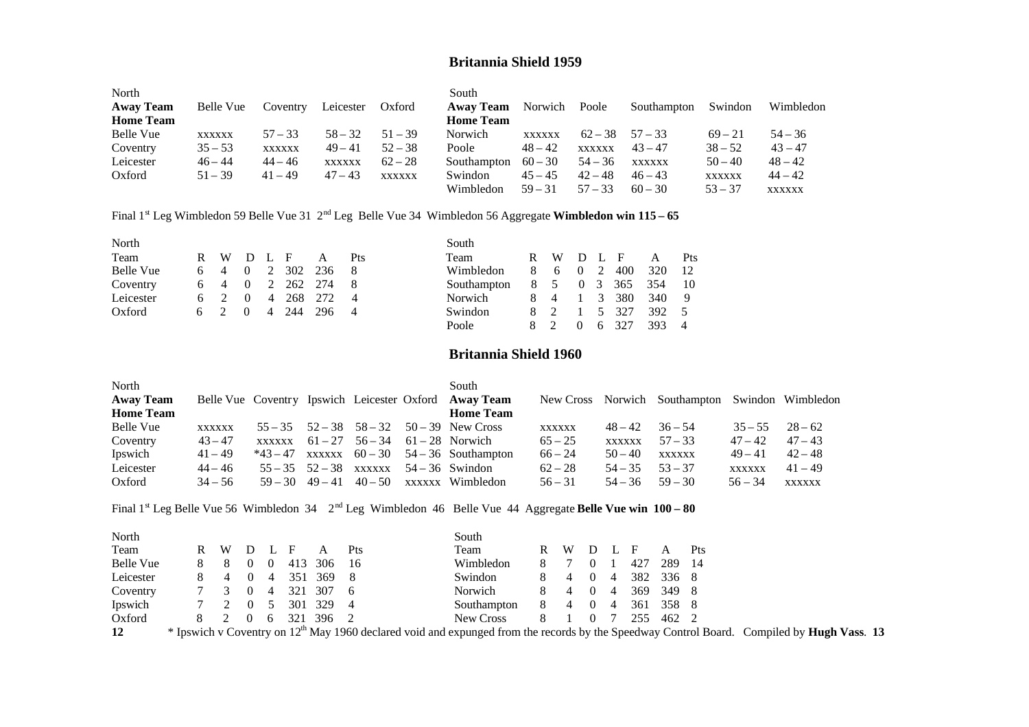## Britannia Shield 1959

North

| Away Team / Home Team | Belle Vue | Coventry | Leicester | Oxford |
|---|---|---|---|---|
| Belle Vue | xxxxxx | 57 – 33 | 58 – 32 | 51 – 39 |
| Coventry | 35 – 53 | xxxxxx | 49 – 41 | 52 – 38 |
| Leicester | 46 – 44 | 44 – 46 | xxxxxx | 62 – 28 |
| Oxford | 51 – 39 | 41 – 49 | 47 – 43 | xxxxxx |

South

| Away Team / Home Team | Norwich | Poole | Southampton | Swindon | Wimbledon |
|---|---|---|---|---|---|
| Norwich | xxxxxx | 62 – 38 | 57 – 33 | 69 – 21 | 54 – 36 |
| Poole | 48 – 42 | xxxxxx | 43 – 47 | 38 – 52 | 43 – 47 |
| Southampton | 60 – 30 | 54 – 36 | xxxxxx | 50 – 40 | 48 – 42 |
| Swindon | 45 – 45 | 42 – 48 | 46 – 43 | xxxxxx | 44 – 42 |
| Wimbledon | 59 – 31 | 57 – 33 | 60 – 30 | 53 – 37 | xxxxxx |

Final 1st Leg Wimbledon 59 Belle Vue 31 2nd Leg Belle Vue 34 Wimbledon 56 Aggregate **Wimbledon win 115 – 65**

North

| Team | R | W | D | L | F | A | Pts |
|---|---|---|---|---|---|---|---|
| Belle Vue | 6 | 4 | 0 | 2 | 302 | 236 | 8 |
| Coventry | 6 | 4 | 0 | 2 | 262 | 274 | 8 |
| Leicester | 6 | 2 | 0 | 4 | 268 | 272 | 4 |
| Oxford | 6 | 2 | 0 | 4 | 244 | 296 | 4 |

South

| Team | R | W | D | L | F | A | Pts |
|---|---|---|---|---|---|---|---|
| Wimbledon | 8 | 6 | 0 | 2 | 400 | 320 | 12 |
| Southampton | 8 | 5 | 0 | 3 | 365 | 354 | 10 |
| Norwich | 8 | 4 | 1 | 3 | 380 | 340 | 9 |
| Swindon | 8 | 2 | 1 | 5 | 327 | 392 | 5 |
| Poole | 8 | 2 | 0 | 6 | 327 | 393 | 4 |

## Britannia Shield 1960

North

| Away Team / Home Team | Belle Vue | Coventry | Ipswich | Leicester | Oxford |
|---|---|---|---|---|---|
| Belle Vue | xxxxxx | 55 – 35 | 52 – 38 | 58 – 32 | 50 – 39 |
| Coventry | 43 – 47 | xxxxxx | 61 – 27 | 56 – 34 | 61 – 28 |
| Ipswich | 41 – 49 | *43 – 47 | xxxxxx | 60 – 30 | 54 – 36 |
| Leicester | 44 – 46 | 55 – 35 | 52 – 38 | xxxxxx | 54 – 36 |
| Oxford | 34 – 56 | 59 – 30 | 49 – 41 | 40 – 50 | xxxxxx |

South

| Away Team / Home Team | New Cross | Norwich | Southampton | Swindon | Wimbledon |
|---|---|---|---|---|---|
| New Cross | xxxxxx | 48 – 42 | 36 – 54 | 35 – 55 | 28 – 62 |
| Norwich | 65 – 25 | xxxxxx | 57 – 33 | 47 – 42 | 47 – 43 |
| Southampton | 66 – 24 | 50 – 40 | xxxxxx | 49 – 41 | 42 – 48 |
| Swindon | 62 – 28 | 54 – 35 | 53 – 37 | xxxxxx | 41 – 49 |
| Wimbledon | 56 – 31 | 54 – 36 | 59 – 30 | 56 – 34 | xxxxxx |

Final 1st Leg Belle Vue 56 Wimbledon 34 2nd Leg Wimbledon 46 Belle Vue 44 Aggregate **Belle Vue win 100 – 80**

North

| Team | R | W | D | L | F | A | Pts |
|---|---|---|---|---|---|---|---|
| Belle Vue | 8 | 8 | 0 | 0 | 413 | 306 | 16 |
| Leicester | 8 | 4 | 0 | 4 | 351 | 369 | 8 |
| Coventry | 7 | 3 | 0 | 4 | 321 | 307 | 6 |
| Ipswich | 7 | 2 | 0 | 5 | 301 | 329 | 4 |
| Oxford | 8 | 2 | 0 | 6 | 321 | 396 | 2 |

South

| Team | R | W | D | L | F | A | Pts |
|---|---|---|---|---|---|---|---|
| Wimbledon | 8 | 7 | 0 | 1 | 427 | 289 | 14 |
| Swindon | 8 | 4 | 0 | 4 | 382 | 336 | 8 |
| Norwich | 8 | 4 | 0 | 4 | 369 | 349 | 8 |
| Southampton | 8 | 4 | 0 | 4 | 361 | 358 | 8 |
| New Cross | 8 | 1 | 0 | 7 | 255 | 462 | 2 |

* Ipswich v Coventry on 12th May 1960 declared void and expunged from the records by the Speedway Control Board. Compiled by **Hugh Vass**.